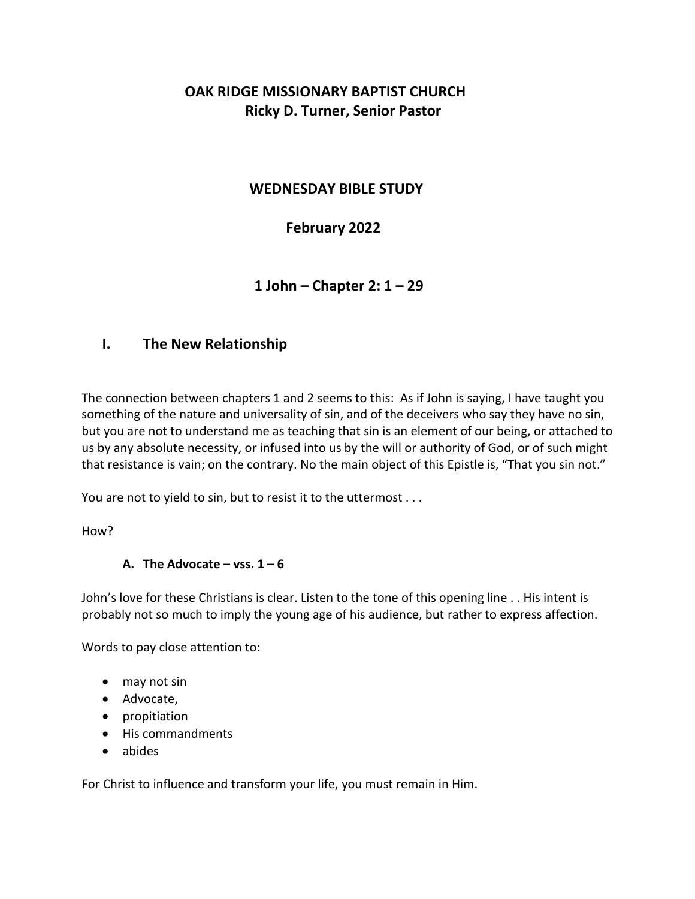# OAK RIDGE MISSIONARY BAPTIST CHURCH
## Ricky D. Turner, Senior Pastor

## WEDNESDAY BIBLE STUDY

## February 2022

## 1 John – Chapter 2: 1 – 29

## I. The New Relationship

The connection between chapters 1 and 2 seems to this: As if John is saying, I have taught you something of the nature and universality of sin, and of the deceivers who say they have no sin, but you are not to understand me as teaching that sin is an element of our being, or attached to us by any absolute necessity, or infused into us by the will or authority of God, or of such might that resistance is vain; on the contrary. No the main object of this Epistle is, "That you sin not."

You are not to yield to sin, but to resist it to the uttermost . . .

How?

### A. The Advocate – vss. 1 – 6

John's love for these Christians is clear. Listen to the tone of this opening line . . His intent is probably not so much to imply the young age of his audience, but rather to express affection.

Words to pay close attention to:

- may not sin
- Advocate,
- propitiation
- His commandments
- abides

For Christ to influence and transform your life, you must remain in Him.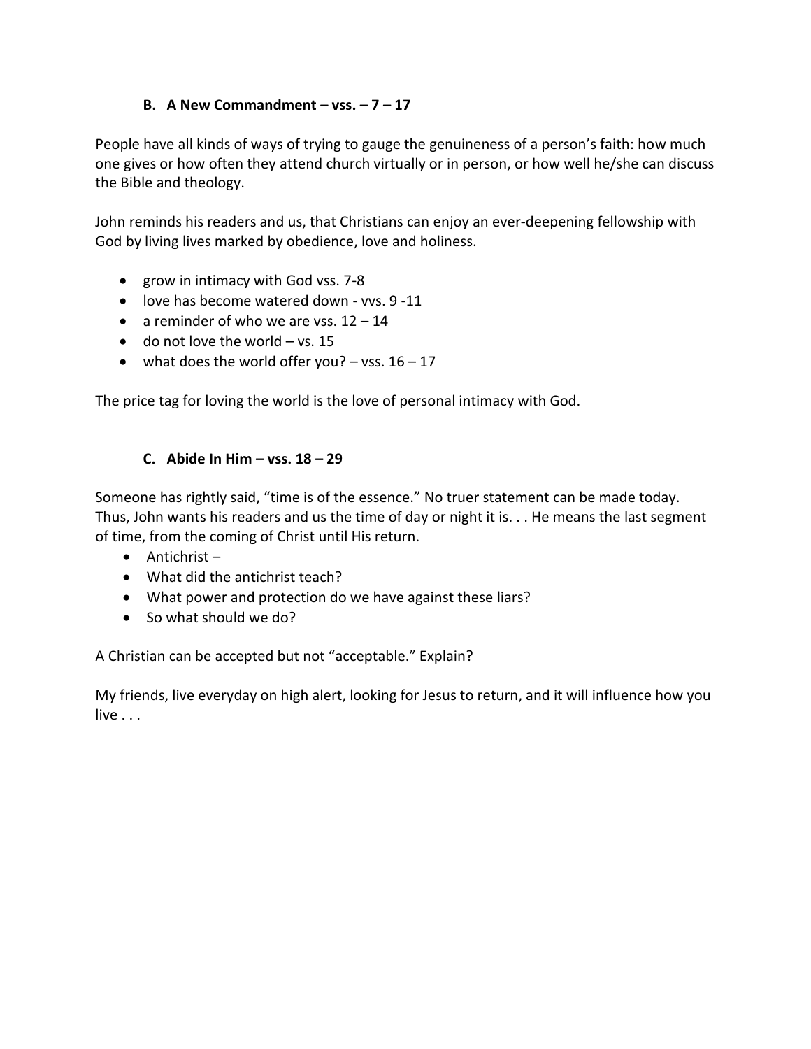### B. A New Commandment – vss. – 7 – 17

People have all kinds of ways of trying to gauge the genuineness of a person's faith: how much one gives or how often they attend church virtually or in person, or how well he/she can discuss the Bible and theology.

John reminds his readers and us, that Christians can enjoy an ever-deepening fellowship with God by living lives marked by obedience, love and holiness.

- grow in intimacy with God vss. 7-8
- love has become watered down - vvs. 9 -11
- a reminder of who we are vss. 12 – 14
- do not love the world – vs. 15
- what does the world offer you? – vss. 16 – 17

The price tag for loving the world is the love of personal intimacy with God.

### C. Abide In Him – vss. 18 – 29

Someone has rightly said, "time is of the essence." No truer statement can be made today. Thus, John wants his readers and us the time of day or night it is. . . He means the last segment of time, from the coming of Christ until His return.

- Antichrist –
- What did the antichrist teach?
- What power and protection do we have against these liars?
- So what should we do?

A Christian can be accepted but not "acceptable." Explain?

My friends, live everyday on high alert, looking for Jesus to return, and it will influence how you live . . .